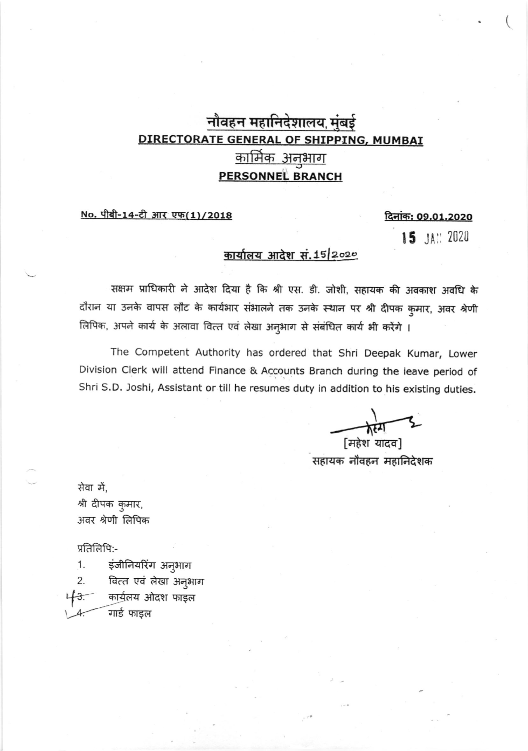# नौवहन महानिदेशालय, मुंबई
# DIRECTORATE GENERAL OF SHIPPING, MUMBAI
## कार्मिक अनुभाग
## PERSONNEL BRANCH

**No. पीबी-14-टी आर एफ(1)/2018** **दिनांक: 09.01.2020**

15 JAN 2020

**कार्यालय आदेश सं. 15/2020**

सक्षम प्राधिकारी ने आदेश दिया है कि श्री एस. डी. जोशी, सहायक की अवकाश अवधि के दौरान या उनके वापस लौट के कार्यभार संभालने तक उनके स्थान पर श्री दीपक कुमार, अवर श्रेणी लिपिक, अपने कार्य के अलावा वित्त एवं लेखा अनुभाग से संबंधित कार्य भी करेंगे ।

The Competent Authority has ordered that Shri Deepak Kumar, Lower Division Clerk will attend Finance & Accounts Branch during the leave period of Shri S.D. Joshi, Assistant or till he resumes duty in addition to his existing duties.

[महेश यादव]
सहायक नौवहन महानिदेशक

सेवा में,
श्री दीपक कुमार,
अवर श्रेणी लिपिक

प्रतिलिपि:-

1. इंजीनियरिंग अनुभाग
2. वित्त एवं लेखा अनुभाग
3. कार्यलय ओदश फाइल
4. गार्ड फाइल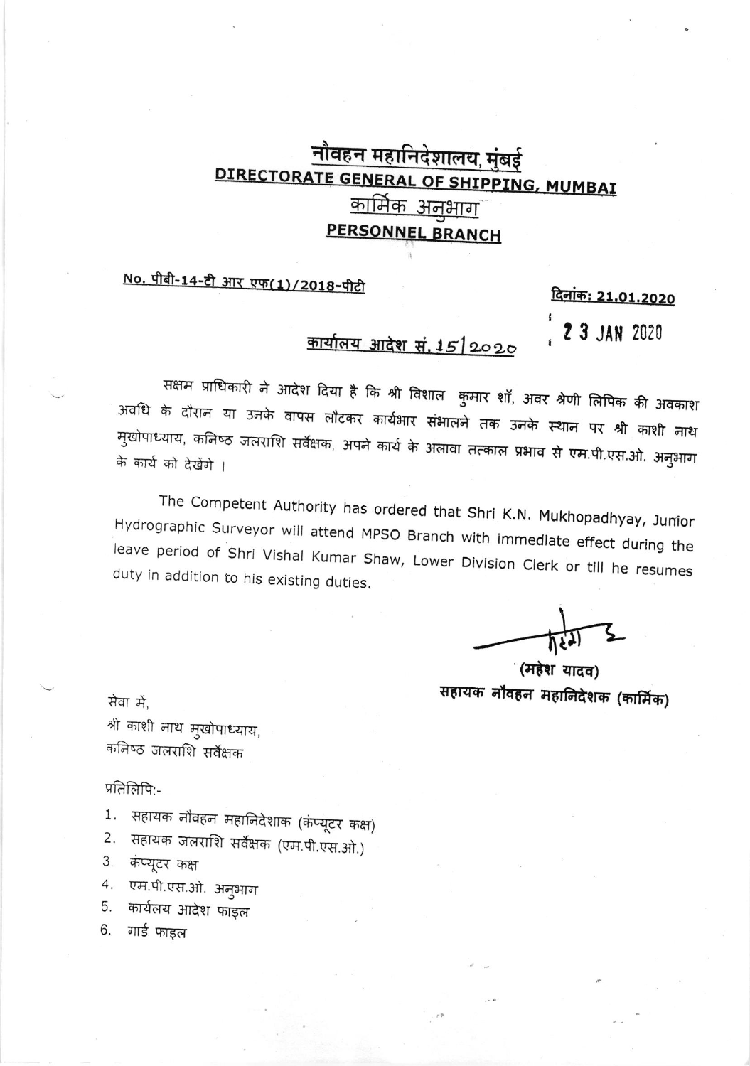# नौवहन महानिदेशालय, मुंबई
# DIRECTORATE GENERAL OF SHIPPING, MUMBAI
## कार्मिक अनुभाग
## PERSONNEL BRANCH

No. पीबी-14-टी आर एफ(1)/2018-पीटी

दिनांक: 21.01.2020

23 JAN 2020

**कार्यालय आदेश सं. 15/2020**

सक्षम प्राधिकारी ने आदेश दिया है कि श्री विशाल कुमार शॉ, अवर श्रेणी लिपिक की अवकाश अवधि के दौरान या उनके वापस लौटकर कार्यभार संभालने तक उनके स्थान पर श्री काशी नाथ मुखोपाध्याय, कनिष्ठ जलराशि सर्वेक्षक, अपने कार्य के अलावा तत्काल प्रभाव से एम.पी.एस.ओ. अनुभाग के कार्य को देखेंगे ।

The Competent Authority has ordered that Shri K.N. Mukhopadhyay, Junior Hydrographic Surveyor will attend MPSO Branch with immediate effect during the leave period of Shri Vishal Kumar Shaw, Lower Division Clerk or till he resumes duty in addition to his existing duties.

(महेश यादव)
सहायक नौवहन महानिदेशक (कार्मिक)

सेवा में,
श्री काशी नाथ मुखोपाध्याय,
कनिष्ठ जलराशि सर्वेक्षक

प्रतिलिपि:-

1. सहायक नौवहन महानिदेशाक (कंप्यूटर कक्ष)
2. सहायक जलराशि सर्वेक्षक (एम.पी.एस.ओ.)
3. कंप्यूटर कक्ष
4. एम.पी.एस.ओ. अनुभाग
5. कार्यलय आदेश फाइल
6. गार्ड फाइल